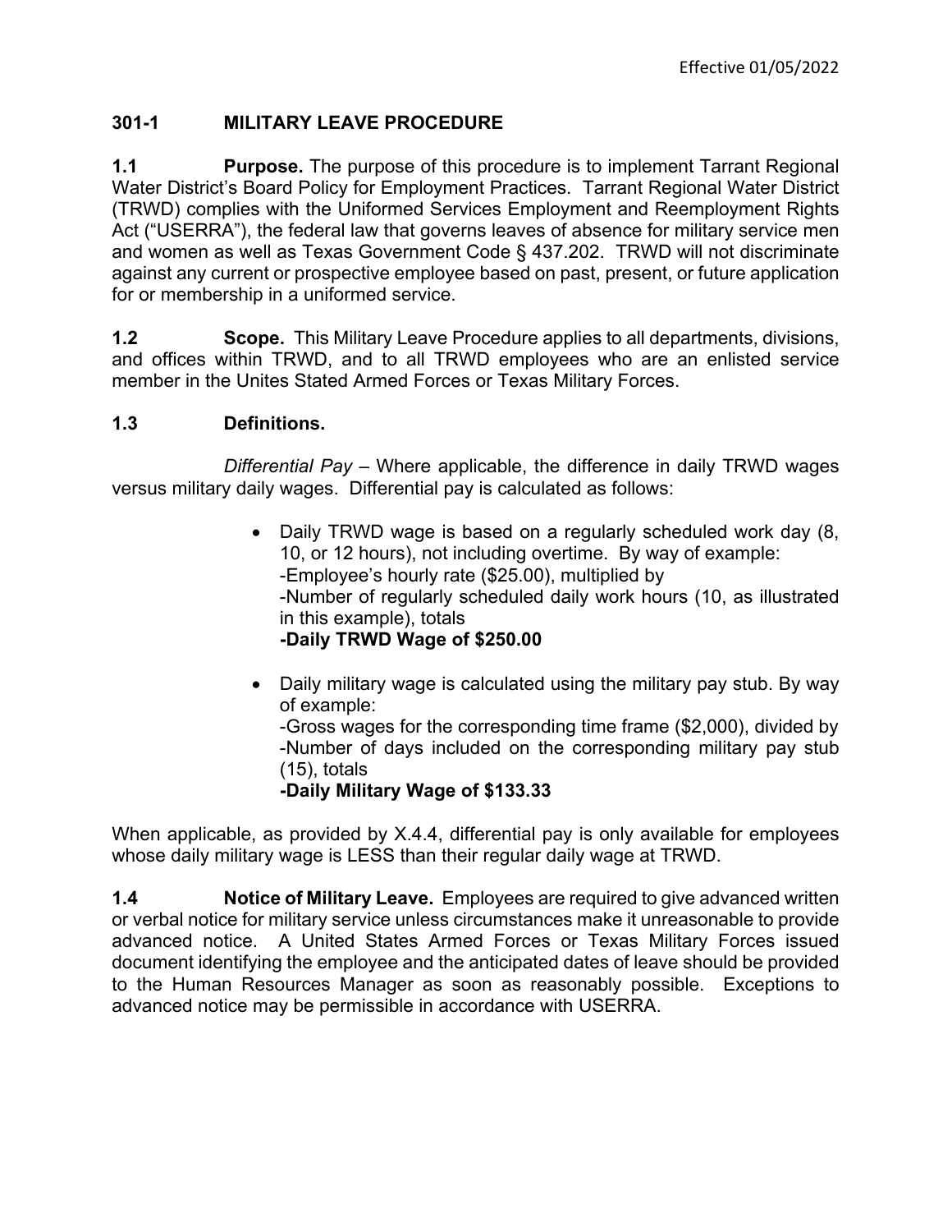Effective 01/05/2022

## 301-1 MILITARY LEAVE PROCEDURE

**1.1 Purpose.** The purpose of this procedure is to implement Tarrant Regional Water District's Board Policy for Employment Practices. Tarrant Regional Water District (TRWD) complies with the Uniformed Services Employment and Reemployment Rights Act ("USERRA"), the federal law that governs leaves of absence for military service men and women as well as Texas Government Code § 437.202. TRWD will not discriminate against any current or prospective employee based on past, present, or future application for or membership in a uniformed service.

**1.2 Scope.** This Military Leave Procedure applies to all departments, divisions, and offices within TRWD, and to all TRWD employees who are an enlisted service member in the Unites Stated Armed Forces or Texas Military Forces.

**1.3 Definitions.**

*Differential Pay* – Where applicable, the difference in daily TRWD wages versus military daily wages. Differential pay is calculated as follows:

- Daily TRWD wage is based on a regularly scheduled work day (8, 10, or 12 hours), not including overtime. By way of example:
  -Employee's hourly rate ($25.00), multiplied by
  -Number of regularly scheduled daily work hours (10, as illustrated in this example), totals
  **-Daily TRWD Wage of $250.00**

- Daily military wage is calculated using the military pay stub. By way of example:
  -Gross wages for the corresponding time frame ($2,000), divided by
  -Number of days included on the corresponding military pay stub (15), totals
  **-Daily Military Wage of $133.33**

When applicable, as provided by X.4.4, differential pay is only available for employees whose daily military wage is LESS than their regular daily wage at TRWD.

**1.4 Notice of Military Leave.** Employees are required to give advanced written or verbal notice for military service unless circumstances make it unreasonable to provide advanced notice. A United States Armed Forces or Texas Military Forces issued document identifying the employee and the anticipated dates of leave should be provided to the Human Resources Manager as soon as reasonably possible. Exceptions to advanced notice may be permissible in accordance with USERRA.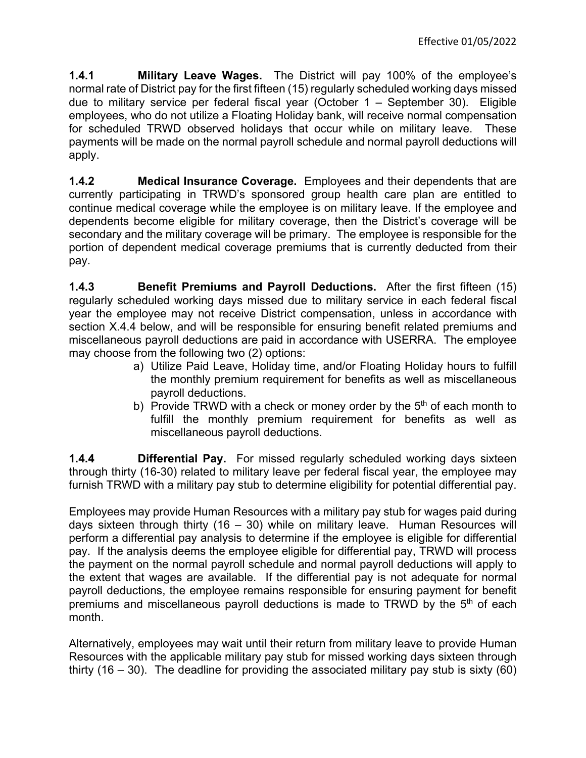**1.4.1 Military Leave Wages.** The District will pay 100% of the employee's normal rate of District pay for the first fifteen (15) regularly scheduled working days missed due to military service per federal fiscal year (October 1 – September 30). Eligible employees, who do not utilize a Floating Holiday bank, will receive normal compensation for scheduled TRWD observed holidays that occur while on military leave. These payments will be made on the normal payroll schedule and normal payroll deductions will apply.

**1.4.2 Medical Insurance Coverage.** Employees and their dependents that are currently participating in TRWD's sponsored group health care plan are entitled to continue medical coverage while the employee is on military leave. If the employee and dependents become eligible for military coverage, then the District's coverage will be secondary and the military coverage will be primary. The employee is responsible for the portion of dependent medical coverage premiums that is currently deducted from their pay.

**1.4.3 Benefit Premiums and Payroll Deductions.** After the first fifteen (15) regularly scheduled working days missed due to military service in each federal fiscal year the employee may not receive District compensation, unless in accordance with section X.4.4 below, and will be responsible for ensuring benefit related premiums and miscellaneous payroll deductions are paid in accordance with USERRA. The employee may choose from the following two (2) options:

a) Utilize Paid Leave, Holiday time, and/or Floating Holiday hours to fulfill the monthly premium requirement for benefits as well as miscellaneous payroll deductions.
b) Provide TRWD with a check or money order by the 5th of each month to fulfill the monthly premium requirement for benefits as well as miscellaneous payroll deductions.

**1.4.4 Differential Pay.** For missed regularly scheduled working days sixteen through thirty (16-30) related to military leave per federal fiscal year, the employee may furnish TRWD with a military pay stub to determine eligibility for potential differential pay.

Employees may provide Human Resources with a military pay stub for wages paid during days sixteen through thirty (16 – 30) while on military leave. Human Resources will perform a differential pay analysis to determine if the employee is eligible for differential pay. If the analysis deems the employee eligible for differential pay, TRWD will process the payment on the normal payroll schedule and normal payroll deductions will apply to the extent that wages are available. If the differential pay is not adequate for normal payroll deductions, the employee remains responsible for ensuring payment for benefit premiums and miscellaneous payroll deductions is made to TRWD by the 5th of each month.

Alternatively, employees may wait until their return from military leave to provide Human Resources with the applicable military pay stub for missed working days sixteen through thirty (16 – 30). The deadline for providing the associated military pay stub is sixty (60)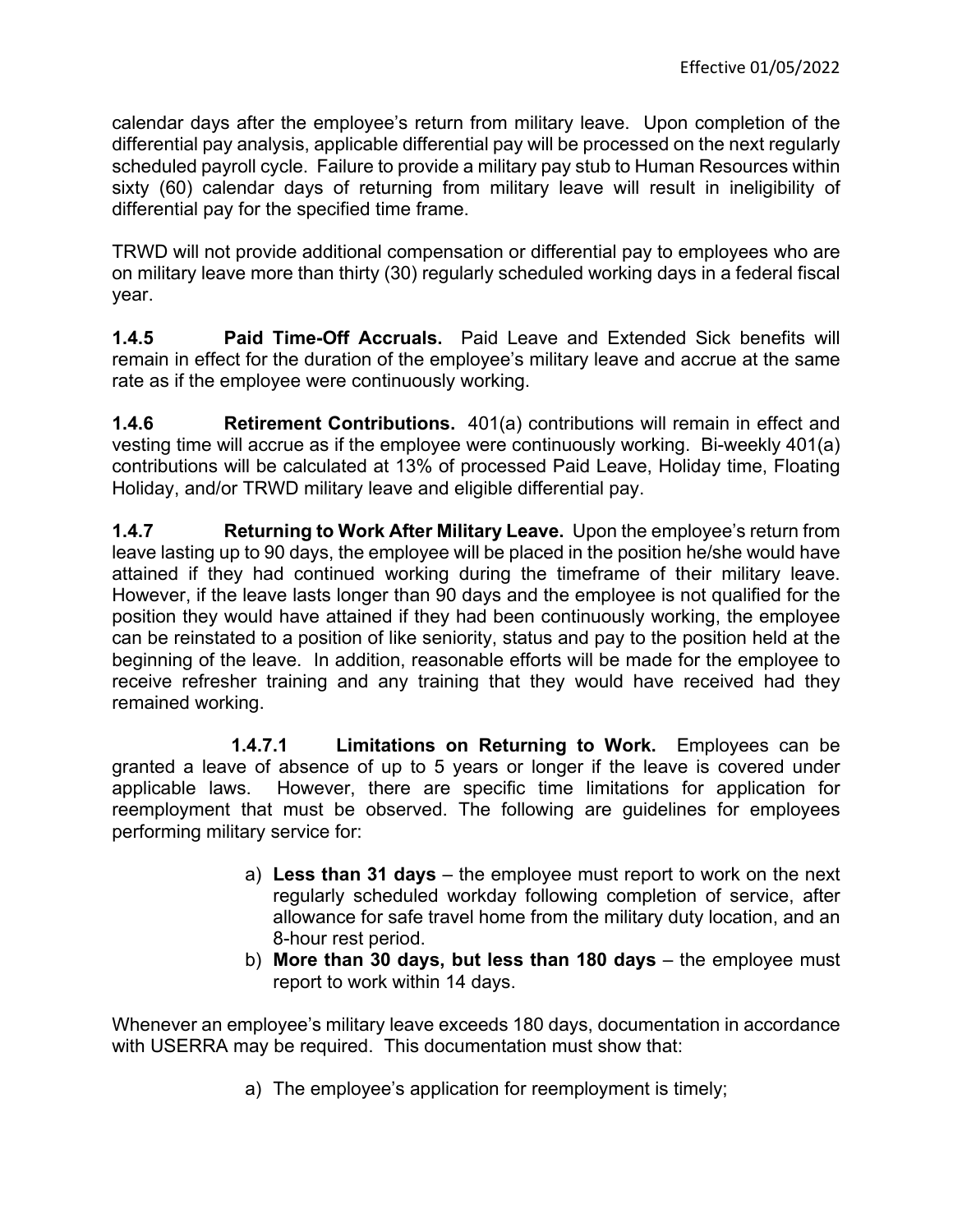calendar days after the employee's return from military leave. Upon completion of the differential pay analysis, applicable differential pay will be processed on the next regularly scheduled payroll cycle. Failure to provide a military pay stub to Human Resources within sixty (60) calendar days of returning from military leave will result in ineligibility of differential pay for the specified time frame.

TRWD will not provide additional compensation or differential pay to employees who are on military leave more than thirty (30) regularly scheduled working days in a federal fiscal year.

**1.4.5 Paid Time-Off Accruals.** Paid Leave and Extended Sick benefits will remain in effect for the duration of the employee's military leave and accrue at the same rate as if the employee were continuously working.

**1.4.6 Retirement Contributions.** 401(a) contributions will remain in effect and vesting time will accrue as if the employee were continuously working. Bi-weekly 401(a) contributions will be calculated at 13% of processed Paid Leave, Holiday time, Floating Holiday, and/or TRWD military leave and eligible differential pay.

**1.4.7 Returning to Work After Military Leave.** Upon the employee's return from leave lasting up to 90 days, the employee will be placed in the position he/she would have attained if they had continued working during the timeframe of their military leave. However, if the leave lasts longer than 90 days and the employee is not qualified for the position they would have attained if they had been continuously working, the employee can be reinstated to a position of like seniority, status and pay to the position held at the beginning of the leave. In addition, reasonable efforts will be made for the employee to receive refresher training and any training that they would have received had they remained working.

**1.4.7.1 Limitations on Returning to Work.** Employees can be granted a leave of absence of up to 5 years or longer if the leave is covered under applicable laws. However, there are specific time limitations for application for reemployment that must be observed. The following are guidelines for employees performing military service for:

a) **Less than 31 days** – the employee must report to work on the next regularly scheduled workday following completion of service, after allowance for safe travel home from the military duty location, and an 8-hour rest period.
b) **More than 30 days, but less than 180 days** – the employee must report to work within 14 days.

Whenever an employee's military leave exceeds 180 days, documentation in accordance with USERRA may be required. This documentation must show that:

a) The employee's application for reemployment is timely;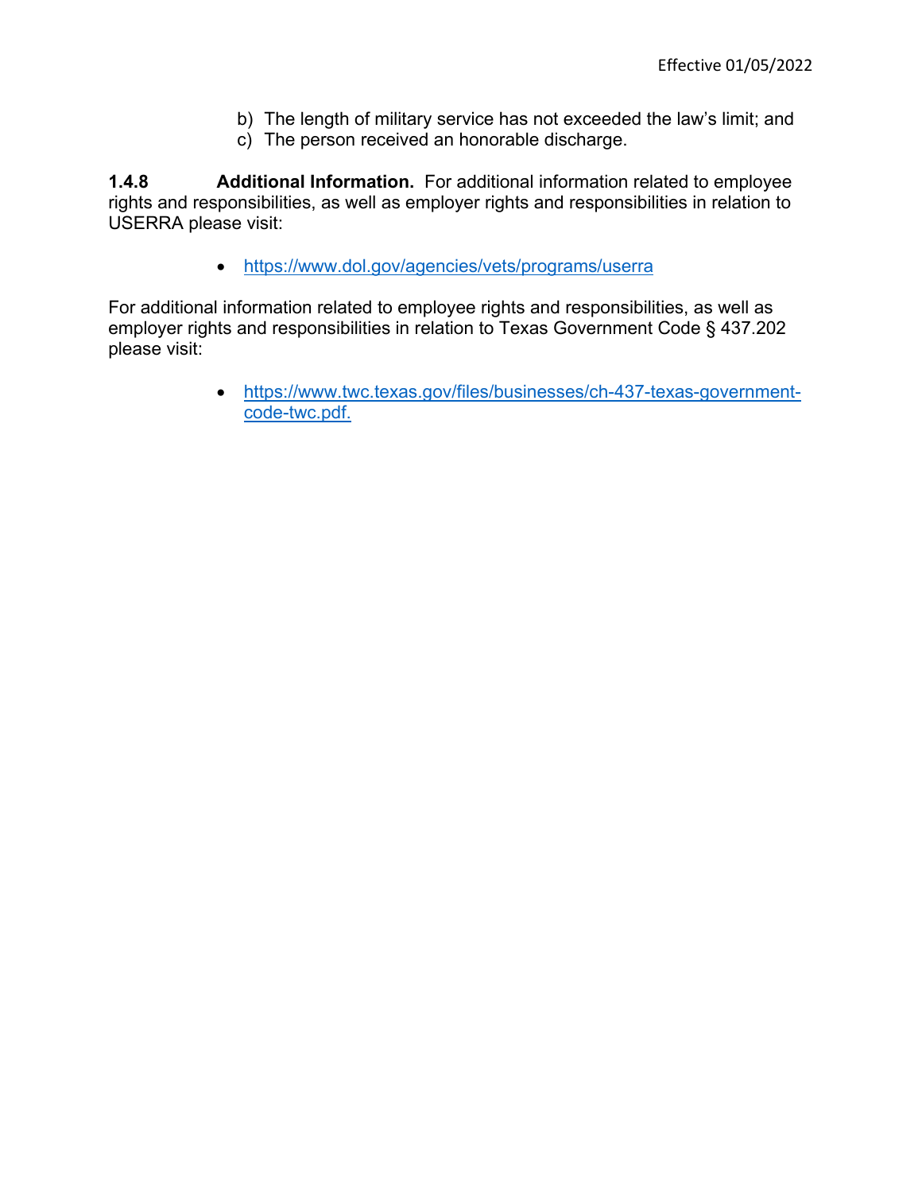b) The length of military service has not exceeded the law's limit; and
c) The person received an honorable discharge.

**1.4.8 Additional Information.** For additional information related to employee rights and responsibilities, as well as employer rights and responsibilities in relation to USERRA please visit:

- https://www.dol.gov/agencies/vets/programs/userra

For additional information related to employee rights and responsibilities, as well as employer rights and responsibilities in relation to Texas Government Code § 437.202 please visit:

- https://www.twc.texas.gov/files/businesses/ch-437-texas-government-code-twc.pdf.